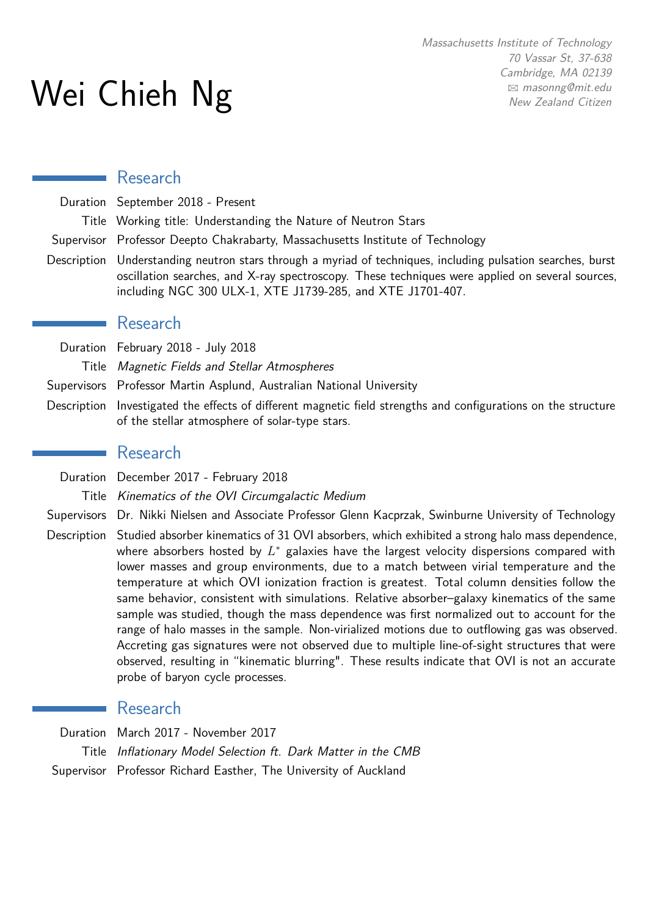# Wei Chieh Ng

*Massachusetts Institute of Technology*
*70 Vassar St, 37-638*
*Cambridge, MA 02139*
*✉ masonng@mit.edu*
*New Zealand Citizen*

## Research

**Duration** September 2018 - Present

**Title** Working title: Understanding the Nature of Neutron Stars

**Supervisor** Professor Deepto Chakrabarty, Massachusetts Institute of Technology

**Description** Understanding neutron stars through a myriad of techniques, including pulsation searches, burst oscillation searches, and X-ray spectroscopy. These techniques were applied on several sources, including NGC 300 ULX-1, XTE J1739-285, and XTE J1701-407.

## Research

**Duration** February 2018 - July 2018

**Title** *Magnetic Fields and Stellar Atmospheres*

**Supervisors** Professor Martin Asplund, Australian National University

**Description** Investigated the effects of different magnetic field strengths and configurations on the structure of the stellar atmosphere of solar-type stars.

## Research

**Duration** December 2017 - February 2018

**Title** *Kinematics of the OVI Circumgalactic Medium*

**Supervisors** Dr. Nikki Nielsen and Associate Professor Glenn Kacprzak, Swinburne University of Technology

**Description** Studied absorber kinematics of 31 OVI absorbers, which exhibited a strong halo mass dependence, where absorbers hosted by $L^*$ galaxies have the largest velocity dispersions compared with lower masses and group environments, due to a match between virial temperature and the temperature at which OVI ionization fraction is greatest. Total column densities follow the same behavior, consistent with simulations. Relative absorber–galaxy kinematics of the same sample was studied, though the mass dependence was first normalized out to account for the range of halo masses in the sample. Non-virialized motions due to outflowing gas was observed. Accreting gas signatures were not observed due to multiple line-of-sight structures that were observed, resulting in "kinematic blurring". These results indicate that OVI is not an accurate probe of baryon cycle processes.

## Research

**Duration** March 2017 - November 2017

**Title** *Inflationary Model Selection ft. Dark Matter in the CMB*

**Supervisor** Professor Richard Easther, The University of Auckland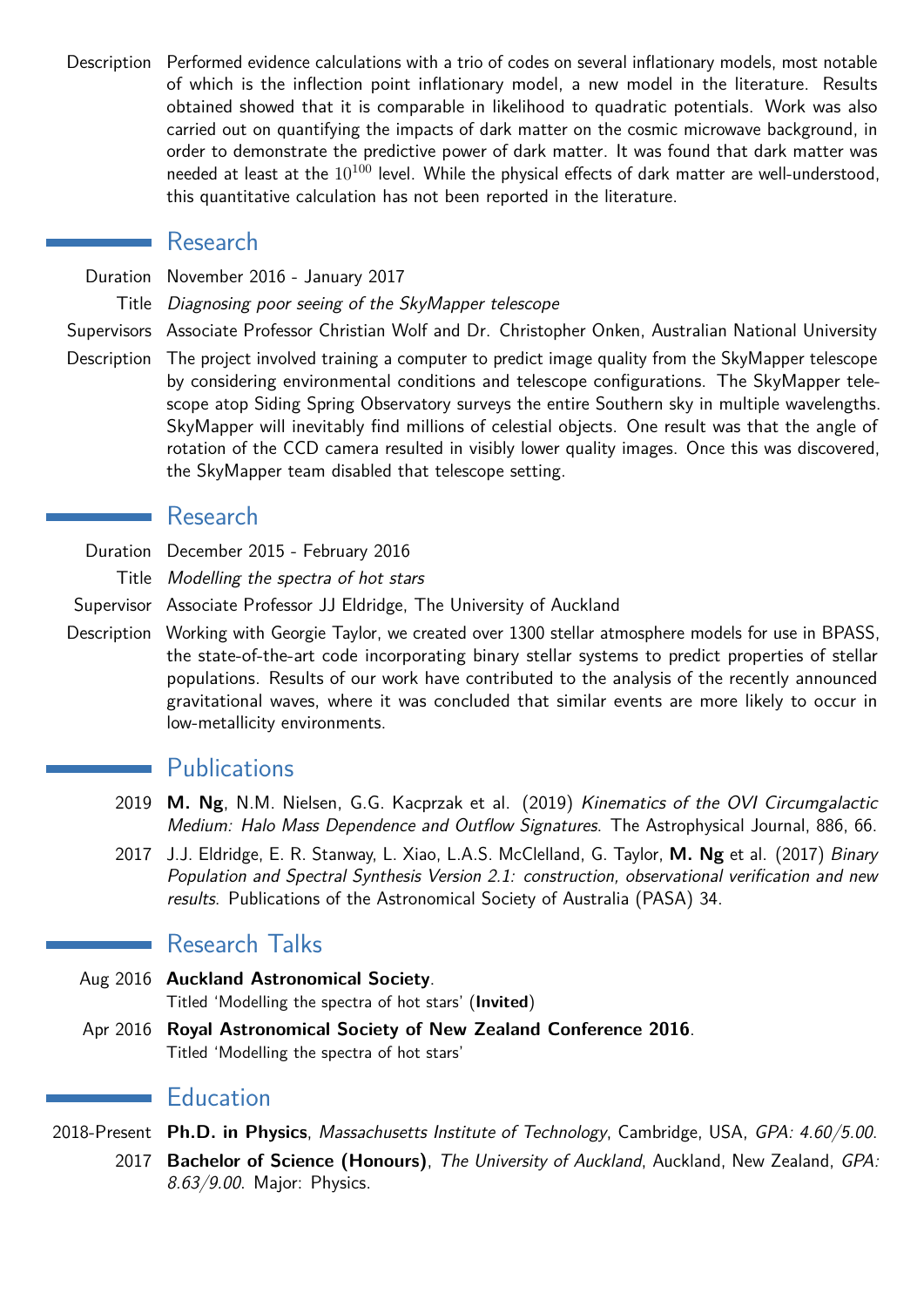Description Performed evidence calculations with a trio of codes on several inflationary models, most notable of which is the inflection point inflationary model, a new model in the literature. Results obtained showed that it is comparable in likelihood to quadratic potentials. Work was also carried out on quantifying the impacts of dark matter on the cosmic microwave background, in order to demonstrate the predictive power of dark matter. It was found that dark matter was needed at least at the $10^{100}$ level. While the physical effects of dark matter are well-understood, this quantitative calculation has not been reported in the literature.

## Research

Duration November 2016 - January 2017

Title *Diagnosing poor seeing of the SkyMapper telescope*

Supervisors Associate Professor Christian Wolf and Dr. Christopher Onken, Australian National University

Description The project involved training a computer to predict image quality from the SkyMapper telescope by considering environmental conditions and telescope configurations. The SkyMapper telescope atop Siding Spring Observatory surveys the entire Southern sky in multiple wavelengths. SkyMapper will inevitably find millions of celestial objects. One result was that the angle of rotation of the CCD camera resulted in visibly lower quality images. Once this was discovered, the SkyMapper team disabled that telescope setting.

## Research

Duration December 2015 - February 2016

Title *Modelling the spectra of hot stars*

Supervisor Associate Professor JJ Eldridge, The University of Auckland

Description Working with Georgie Taylor, we created over 1300 stellar atmosphere models for use in BPASS, the state-of-the-art code incorporating binary stellar systems to predict properties of stellar populations. Results of our work have contributed to the analysis of the recently announced gravitational waves, where it was concluded that similar events are more likely to occur in low-metallicity environments.

## Publications

2019 **M. Ng**, N.M. Nielsen, G.G. Kacprzak et al. (2019) *Kinematics of the OVI Circumgalactic Medium: Halo Mass Dependence and Outflow Signatures*. The Astrophysical Journal, 886, 66.

2017 J.J. Eldridge, E. R. Stanway, L. Xiao, L.A.S. McClelland, G. Taylor, **M. Ng** et al. (2017) *Binary Population and Spectral Synthesis Version 2.1: construction, observational verification and new results*. Publications of the Astronomical Society of Australia (PASA) 34.

## Research Talks

Aug 2016 **Auckland Astronomical Society**.
Titled 'Modelling the spectra of hot stars' (**Invited**)

Apr 2016 **Royal Astronomical Society of New Zealand Conference 2016**.
Titled 'Modelling the spectra of hot stars'

## Education

2018-Present **Ph.D. in Physics**, *Massachusetts Institute of Technology*, Cambridge, USA, *GPA: 4.60/5.00*.

2017 **Bachelor of Science (Honours)**, *The University of Auckland*, Auckland, New Zealand, *GPA: 8.63/9.00*. Major: Physics.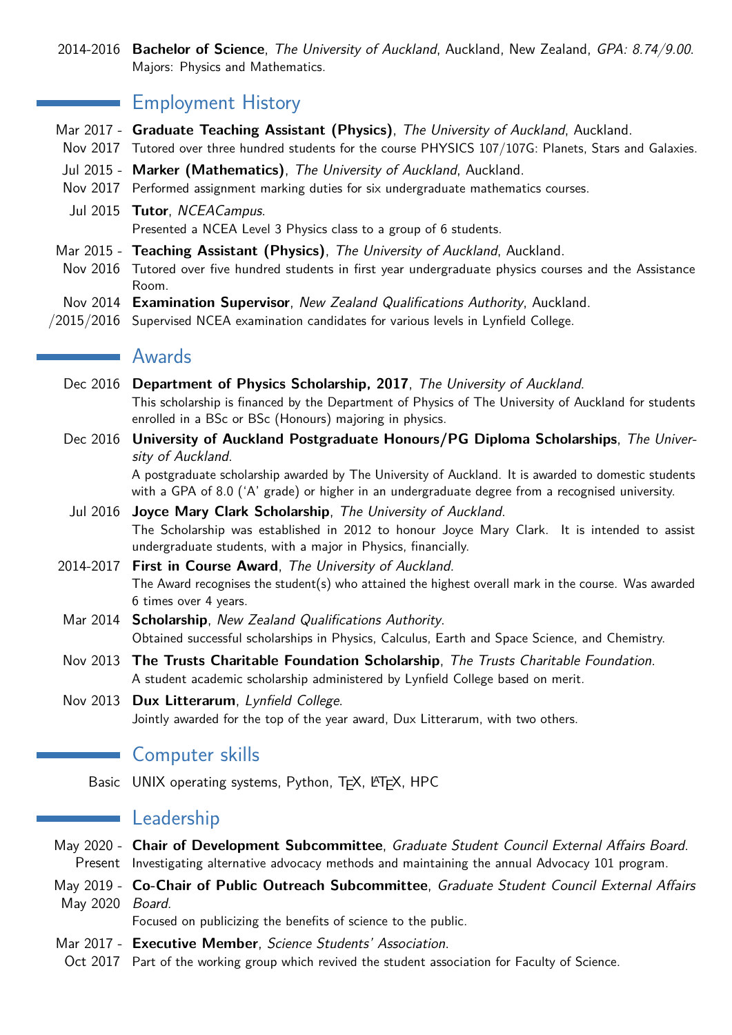2014-2016 **Bachelor of Science**, *The University of Auckland*, Auckland, New Zealand, *GPA: 8.74/9.00*.
Majors: Physics and Mathematics.

## Employment History

Mar 2017 - Nov 2017 **Graduate Teaching Assistant (Physics)**, *The University of Auckland*, Auckland.
Tutored over three hundred students for the course PHYSICS 107/107G: Planets, Stars and Galaxies.

Jul 2015 - Nov 2017 **Marker (Mathematics)**, *The University of Auckland*, Auckland.
Performed assignment marking duties for six undergraduate mathematics courses.

Jul 2015 **Tutor**, *NCEACampus*.
Presented a NCEA Level 3 Physics class to a group of 6 students.

Mar 2015 - Nov 2016 **Teaching Assistant (Physics)**, *The University of Auckland*, Auckland.
Tutored over five hundred students in first year undergraduate physics courses and the Assistance Room.

Nov 2014 /2015/2016 **Examination Supervisor**, *New Zealand Qualifications Authority*, Auckland.
Supervised NCEA examination candidates for various levels in Lynfield College.

## Awards

Dec 2016 **Department of Physics Scholarship, 2017**, *The University of Auckland*.
This scholarship is financed by the Department of Physics of The University of Auckland for students enrolled in a BSc or BSc (Honours) majoring in physics.

Dec 2016 **University of Auckland Postgraduate Honours/PG Diploma Scholarships**, *The University of Auckland*.
A postgraduate scholarship awarded by The University of Auckland. It is awarded to domestic students with a GPA of 8.0 ('A' grade) or higher in an undergraduate degree from a recognised university.

Jul 2016 **Joyce Mary Clark Scholarship**, *The University of Auckland*.
The Scholarship was established in 2012 to honour Joyce Mary Clark. It is intended to assist undergraduate students, with a major in Physics, financially.

2014-2017 **First in Course Award**, *The University of Auckland*.
The Award recognises the student(s) who attained the highest overall mark in the course. Was awarded 6 times over 4 years.

Mar 2014 **Scholarship**, *New Zealand Qualifications Authority*.
Obtained successful scholarships in Physics, Calculus, Earth and Space Science, and Chemistry.

Nov 2013 **The Trusts Charitable Foundation Scholarship**, *The Trusts Charitable Foundation*.
A student academic scholarship administered by Lynfield College based on merit.

Nov 2013 **Dux Litterarum**, *Lynfield College*.
Jointly awarded for the top of the year award, Dux Litterarum, with two others.

## Computer skills

Basic UNIX operating systems, Python, TEX, LATEX, HPC

## Leadership

May 2020 - Present **Chair of Development Subcommittee**, *Graduate Student Council External Affairs Board*.
Investigating alternative advocacy methods and maintaining the annual Advocacy 101 program.

May 2019 - May 2020 **Co-Chair of Public Outreach Subcommittee**, *Graduate Student Council External Affairs Board*.
Focused on publicizing the benefits of science to the public.

Mar 2017 - Oct 2017 **Executive Member**, *Science Students' Association*.
Part of the working group which revived the student association for Faculty of Science.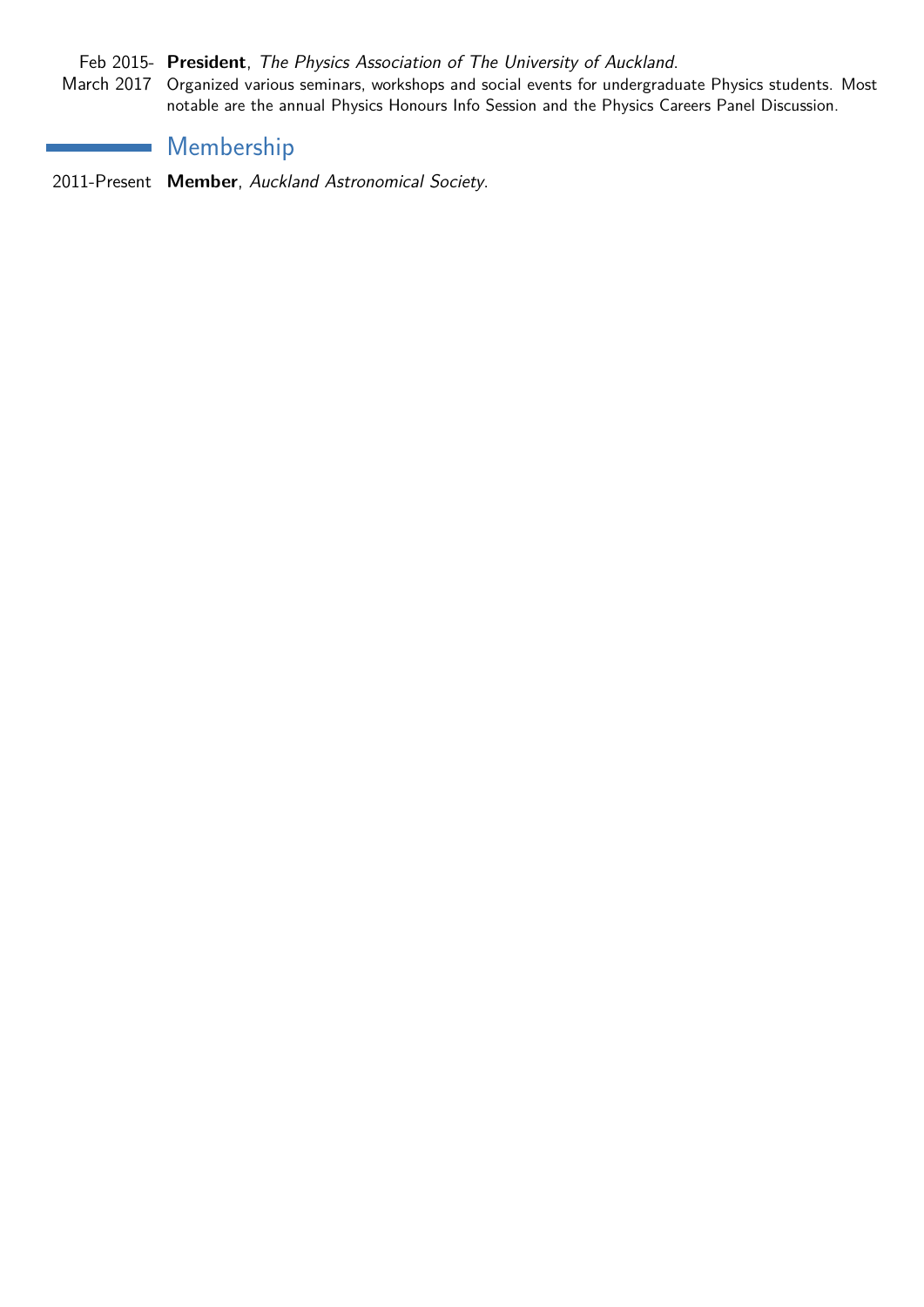Feb 2015- March 2017 **President**, *The Physics Association of The University of Auckland*.
Organized various seminars, workshops and social events for undergraduate Physics students. Most notable are the annual Physics Honours Info Session and the Physics Careers Panel Discussion.

## Membership

2011-Present **Member**, *Auckland Astronomical Society*.